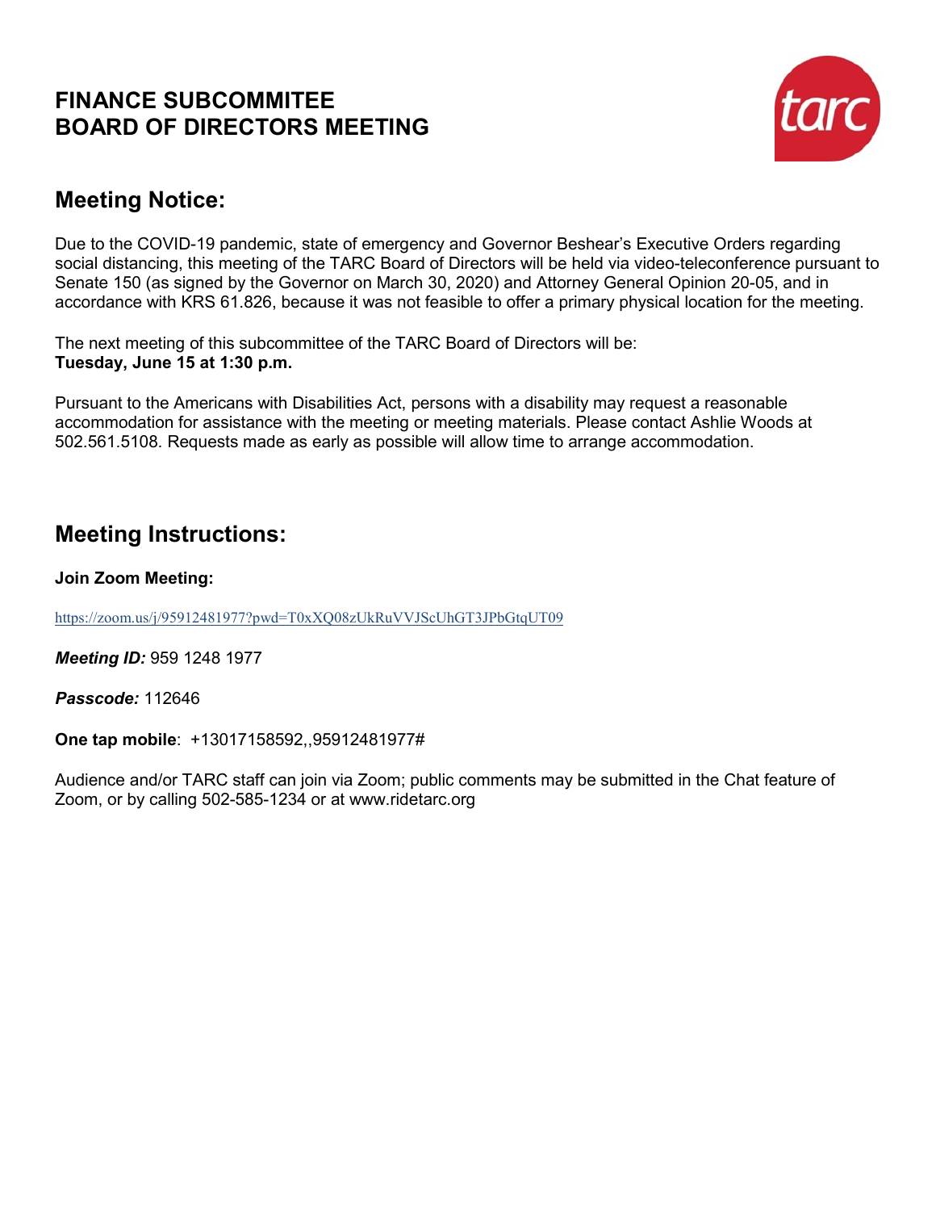# FINANCE SUBCOMMITEE
# BOARD OF DIRECTORS MEETING

## Meeting Notice:

Due to the COVID-19 pandemic, state of emergency and Governor Beshear's Executive Orders regarding social distancing, this meeting of the TARC Board of Directors will be held via video-teleconference pursuant to Senate 150 (as signed by the Governor on March 30, 2020) and Attorney General Opinion 20-05, and in accordance with KRS 61.826, because it was not feasible to offer a primary physical location for the meeting.

The next meeting of this subcommittee of the TARC Board of Directors will be:
**Tuesday, June 15 at 1:30 p.m.**

Pursuant to the Americans with Disabilities Act, persons with a disability may request a reasonable accommodation for assistance with the meeting or meeting materials. Please contact Ashlie Woods at 502.561.5108. Requests made as early as possible will allow time to arrange accommodation.

## Meeting Instructions:

**Join Zoom Meeting:**

https://zoom.us/j/95912481977?pwd=T0xXQ08zUkRuVVJScUhGT3JPbGtqUT09

***Meeting ID:*** 959 1248 1977

***Passcode:*** 112646

**One tap mobile**: +13017158592,,95912481977#

Audience and/or TARC staff can join via Zoom; public comments may be submitted in the Chat feature of Zoom, or by calling 502-585-1234 or at www.ridetarc.org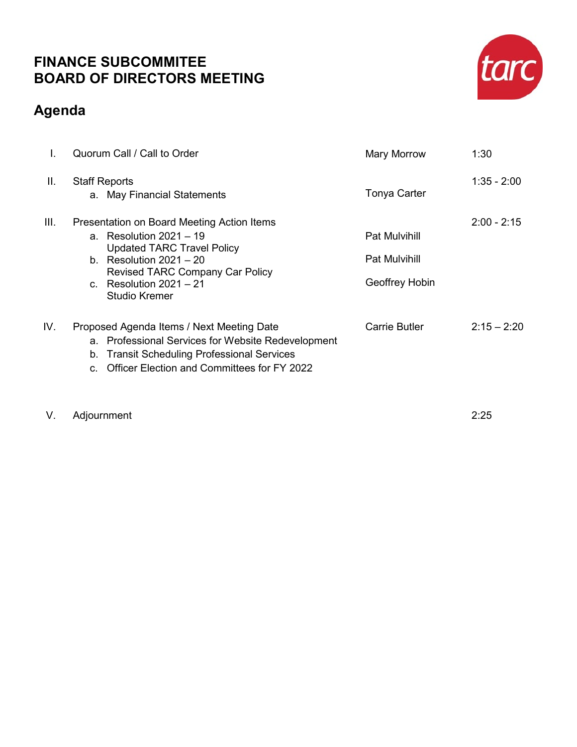# FINANCE SUBCOMMITEE
# BOARD OF DIRECTORS MEETING

## Agenda

| | Item | Presenter | Time |
|---|---|---|---|
| I. | Quorum Call / Call to Order | Mary Morrow | 1:30 |
| II. | Staff Reports | | 1:35 - 2:00 |
| | a. May Financial Statements | Tonya Carter | |
| III. | Presentation on Board Meeting Action Items | | 2:00 - 2:15 |
| | a. Resolution 2021 – 19<br>Updated TARC Travel Policy | Pat Mulvihill | |
| | b. Resolution 2021 – 20<br>Revised TARC Company Car Policy | Pat Mulvihill | |
| | c. Resolution 2021 – 21<br>Studio Kremer | Geoffrey Hobin | |
| IV. | Proposed Agenda Items / Next Meeting Date | Carrie Butler | 2:15 – 2:20 |
| | a. Professional Services for Website Redevelopment | | |
| | b. Transit Scheduling Professional Services | | |
| | c. Officer Election and Committees for FY 2022 | | |
| V. | Adjournment | | 2:25 |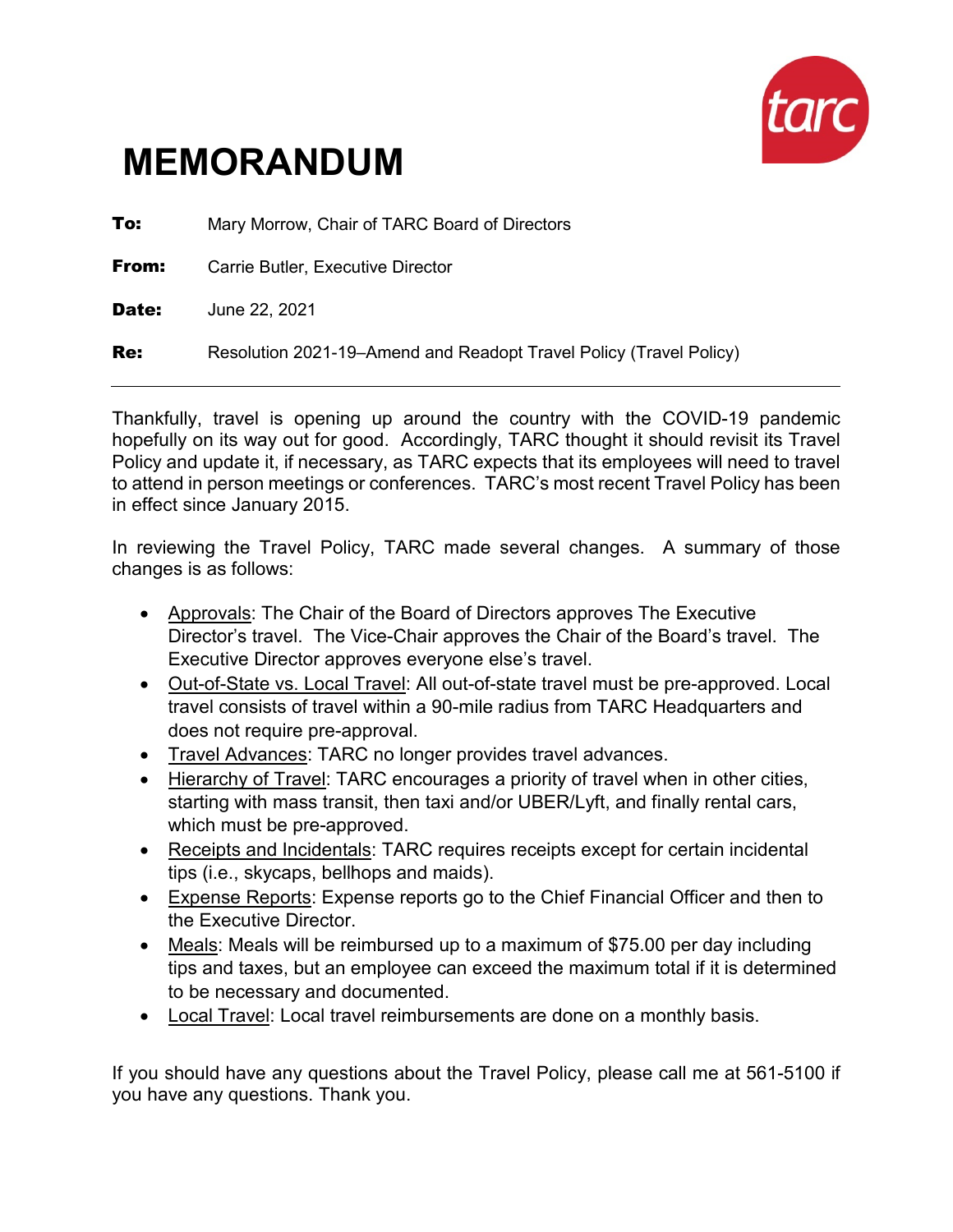# MEMORANDUM

**To:** Mary Morrow, Chair of TARC Board of Directors

**From:** Carrie Butler, Executive Director

**Date:** June 22, 2021

**Re:** Resolution 2021-19–Amend and Readopt Travel Policy (Travel Policy)

---

Thankfully, travel is opening up around the country with the COVID-19 pandemic hopefully on its way out for good. Accordingly, TARC thought it should revisit its Travel Policy and update it, if necessary, as TARC expects that its employees will need to travel to attend in person meetings or conferences. TARC's most recent Travel Policy has been in effect since January 2015.

In reviewing the Travel Policy, TARC made several changes. A summary of those changes is as follows:

- Approvals: The Chair of the Board of Directors approves The Executive Director's travel. The Vice-Chair approves the Chair of the Board's travel. The Executive Director approves everyone else's travel.
- Out-of-State vs. Local Travel: All out-of-state travel must be pre-approved. Local travel consists of travel within a 90-mile radius from TARC Headquarters and does not require pre-approval.
- Travel Advances: TARC no longer provides travel advances.
- Hierarchy of Travel: TARC encourages a priority of travel when in other cities, starting with mass transit, then taxi and/or UBER/Lyft, and finally rental cars, which must be pre-approved.
- Receipts and Incidentals: TARC requires receipts except for certain incidental tips (i.e., skycaps, bellhops and maids).
- Expense Reports: Expense reports go to the Chief Financial Officer and then to the Executive Director.
- Meals: Meals will be reimbursed up to a maximum of $75.00 per day including tips and taxes, but an employee can exceed the maximum total if it is determined to be necessary and documented.
- Local Travel: Local travel reimbursements are done on a monthly basis.

If you should have any questions about the Travel Policy, please call me at 561-5100 if you have any questions. Thank you.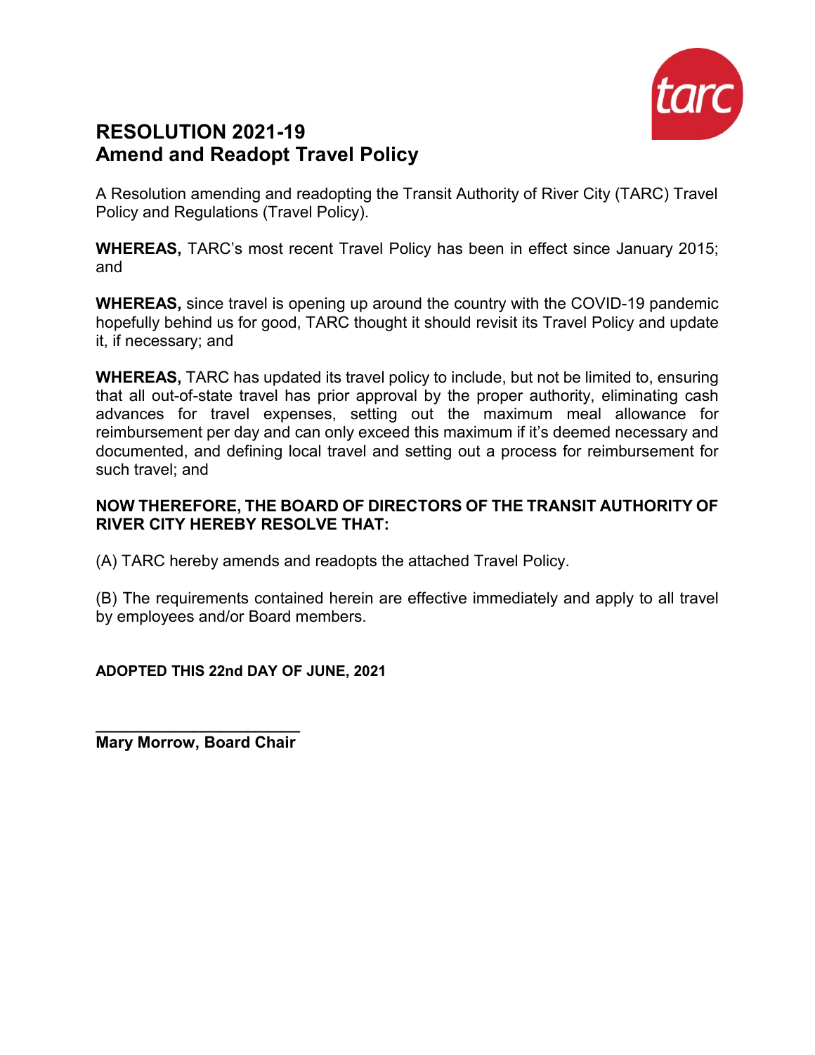# RESOLUTION 2021-19
## Amend and Readopt Travel Policy

A Resolution amending and readopting the Transit Authority of River City (TARC) Travel Policy and Regulations (Travel Policy).

**WHEREAS,** TARC's most recent Travel Policy has been in effect since January 2015; and

**WHEREAS,** since travel is opening up around the country with the COVID-19 pandemic hopefully behind us for good, TARC thought it should revisit its Travel Policy and update it, if necessary; and

**WHEREAS,** TARC has updated its travel policy to include, but not be limited to, ensuring that all out-of-state travel has prior approval by the proper authority, eliminating cash advances for travel expenses, setting out the maximum meal allowance for reimbursement per day and can only exceed this maximum if it's deemed necessary and documented, and defining local travel and setting out a process for reimbursement for such travel; and

**NOW THEREFORE, THE BOARD OF DIRECTORS OF THE TRANSIT AUTHORITY OF RIVER CITY HEREBY RESOLVE THAT:**

(A) TARC hereby amends and readopts the attached Travel Policy.

(B) The requirements contained herein are effective immediately and apply to all travel by employees and/or Board members.

**ADOPTED THIS 22nd DAY OF JUNE, 2021**

______________________

**Mary Morrow, Board Chair**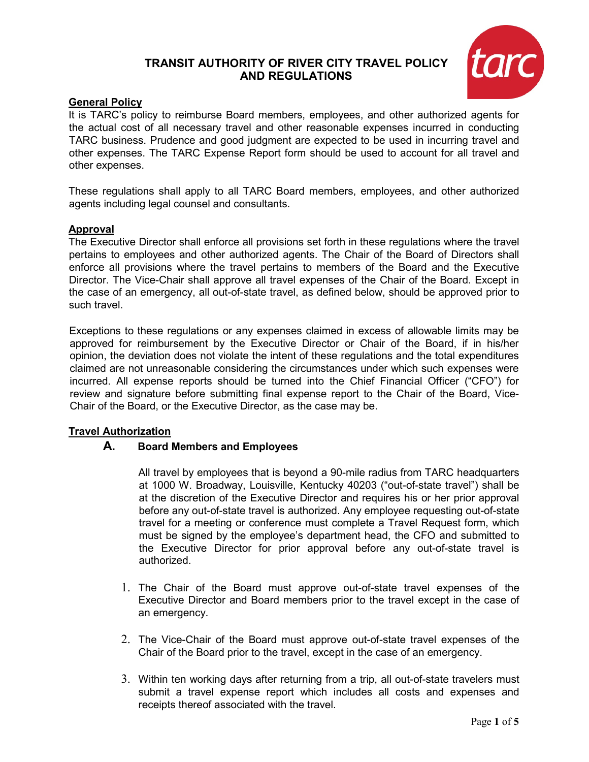# TRANSIT AUTHORITY OF RIVER CITY TRAVEL POLICY AND REGULATIONS

## General Policy

It is TARC's policy to reimburse Board members, employees, and other authorized agents for the actual cost of all necessary travel and other reasonable expenses incurred in conducting TARC business. Prudence and good judgment are expected to be used in incurring travel and other expenses. The TARC Expense Report form should be used to account for all travel and other expenses.

These regulations shall apply to all TARC Board members, employees, and other authorized agents including legal counsel and consultants.

## Approval

The Executive Director shall enforce all provisions set forth in these regulations where the travel pertains to employees and other authorized agents. The Chair of the Board of Directors shall enforce all provisions where the travel pertains to members of the Board and the Executive Director. The Vice-Chair shall approve all travel expenses of the Chair of the Board. Except in the case of an emergency, all out-of-state travel, as defined below, should be approved prior to such travel.

Exceptions to these regulations or any expenses claimed in excess of allowable limits may be approved for reimbursement by the Executive Director or Chair of the Board, if in his/her opinion, the deviation does not violate the intent of these regulations and the total expenditures claimed are not unreasonable considering the circumstances under which such expenses were incurred. All expense reports should be turned into the Chief Financial Officer ("CFO") for review and signature before submitting final expense report to the Chair of the Board, Vice-Chair of the Board, or the Executive Director, as the case may be.

## Travel Authorization

### A. Board Members and Employees

All travel by employees that is beyond a 90-mile radius from TARC headquarters at 1000 W. Broadway, Louisville, Kentucky 40203 ("out-of-state travel") shall be at the discretion of the Executive Director and requires his or her prior approval before any out-of-state travel is authorized. Any employee requesting out-of-state travel for a meeting or conference must complete a Travel Request form, which must be signed by the employee's department head, the CFO and submitted to the Executive Director for prior approval before any out-of-state travel is authorized.

1. The Chair of the Board must approve out-of-state travel expenses of the Executive Director and Board members prior to the travel except in the case of an emergency.
2. The Vice-Chair of the Board must approve out-of-state travel expenses of the Chair of the Board prior to the travel, except in the case of an emergency.
3. Within ten working days after returning from a trip, all out-of-state travelers must submit a travel expense report which includes all costs and expenses and receipts thereof associated with the travel.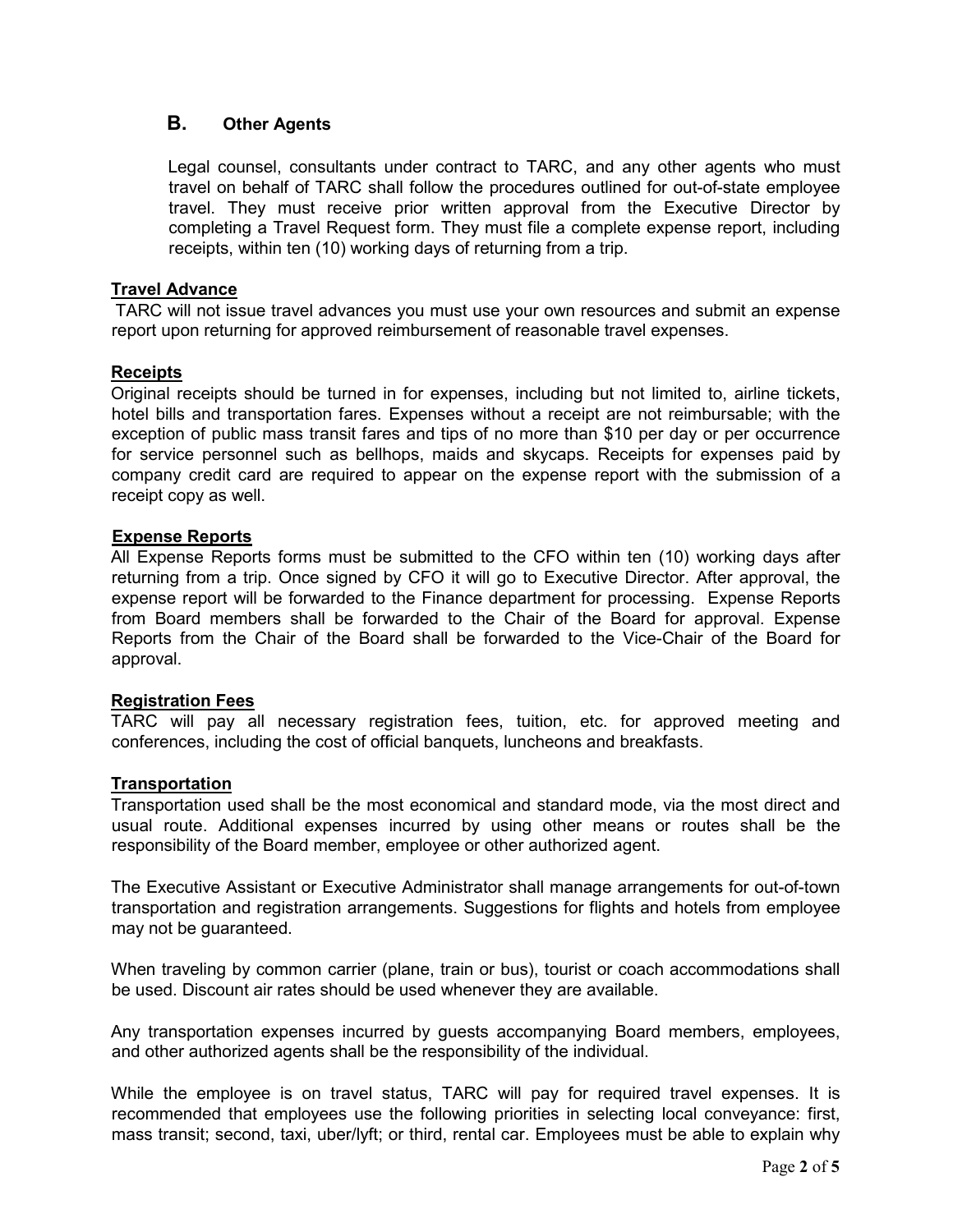## B. Other Agents

Legal counsel, consultants under contract to TARC, and any other agents who must travel on behalf of TARC shall follow the procedures outlined for out-of-state employee travel. They must receive prior written approval from the Executive Director by completing a Travel Request form. They must file a complete expense report, including receipts, within ten (10) working days of returning from a trip.

### Travel Advance

TARC will not issue travel advances you must use your own resources and submit an expense report upon returning for approved reimbursement of reasonable travel expenses.

### Receipts

Original receipts should be turned in for expenses, including but not limited to, airline tickets, hotel bills and transportation fares. Expenses without a receipt are not reimbursable; with the exception of public mass transit fares and tips of no more than $10 per day or per occurrence for service personnel such as bellhops, maids and skycaps. Receipts for expenses paid by company credit card are required to appear on the expense report with the submission of a receipt copy as well.

### Expense Reports

All Expense Reports forms must be submitted to the CFO within ten (10) working days after returning from a trip. Once signed by CFO it will go to Executive Director. After approval, the expense report will be forwarded to the Finance department for processing. Expense Reports from Board members shall be forwarded to the Chair of the Board for approval. Expense Reports from the Chair of the Board shall be forwarded to the Vice-Chair of the Board for approval.

### Registration Fees

TARC will pay all necessary registration fees, tuition, etc. for approved meeting and conferences, including the cost of official banquets, luncheons and breakfasts.

### Transportation

Transportation used shall be the most economical and standard mode, via the most direct and usual route. Additional expenses incurred by using other means or routes shall be the responsibility of the Board member, employee or other authorized agent.

The Executive Assistant or Executive Administrator shall manage arrangements for out-of-town transportation and registration arrangements. Suggestions for flights and hotels from employee may not be guaranteed.

When traveling by common carrier (plane, train or bus), tourist or coach accommodations shall be used. Discount air rates should be used whenever they are available.

Any transportation expenses incurred by guests accompanying Board members, employees, and other authorized agents shall be the responsibility of the individual.

While the employee is on travel status, TARC will pay for required travel expenses. It is recommended that employees use the following priorities in selecting local conveyance: first, mass transit; second, taxi, uber/lyft; or third, rental car. Employees must be able to explain why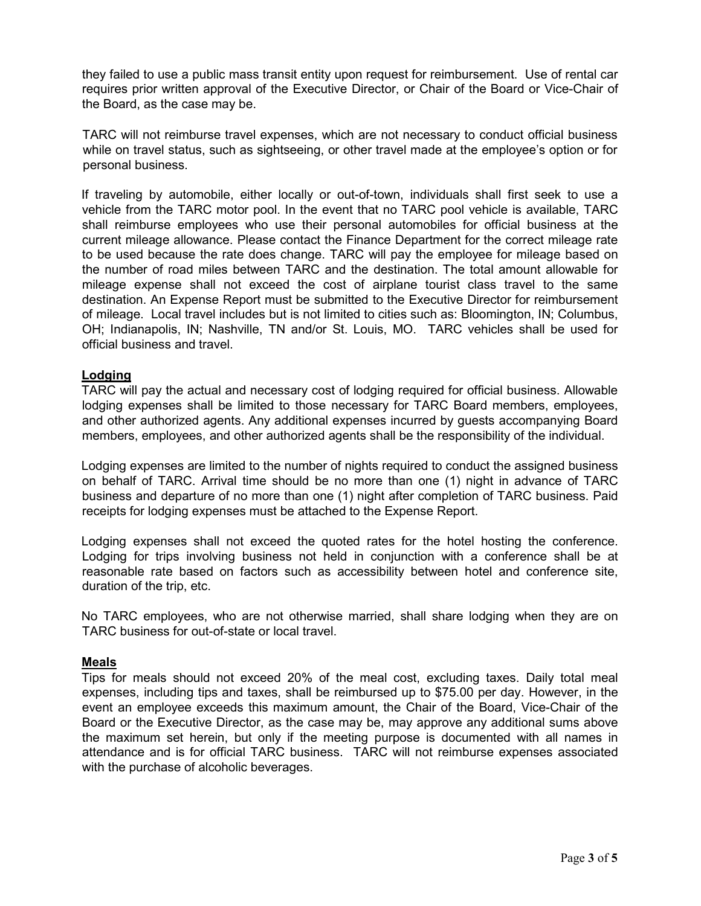they failed to use a public mass transit entity upon request for reimbursement. Use of rental car requires prior written approval of the Executive Director, or Chair of the Board or Vice-Chair of the Board, as the case may be.

TARC will not reimburse travel expenses, which are not necessary to conduct official business while on travel status, such as sightseeing, or other travel made at the employee's option or for personal business.

If traveling by automobile, either locally or out-of-town, individuals shall first seek to use a vehicle from the TARC motor pool. In the event that no TARC pool vehicle is available, TARC shall reimburse employees who use their personal automobiles for official business at the current mileage allowance. Please contact the Finance Department for the correct mileage rate to be used because the rate does change. TARC will pay the employee for mileage based on the number of road miles between TARC and the destination. The total amount allowable for mileage expense shall not exceed the cost of airplane tourist class travel to the same destination. An Expense Report must be submitted to the Executive Director for reimbursement of mileage. Local travel includes but is not limited to cities such as: Bloomington, IN; Columbus, OH; Indianapolis, IN; Nashville, TN and/or St. Louis, MO. TARC vehicles shall be used for official business and travel.

**Lodging**

TARC will pay the actual and necessary cost of lodging required for official business. Allowable lodging expenses shall be limited to those necessary for TARC Board members, employees, and other authorized agents. Any additional expenses incurred by guests accompanying Board members, employees, and other authorized agents shall be the responsibility of the individual.

Lodging expenses are limited to the number of nights required to conduct the assigned business on behalf of TARC. Arrival time should be no more than one (1) night in advance of TARC business and departure of no more than one (1) night after completion of TARC business. Paid receipts for lodging expenses must be attached to the Expense Report.

Lodging expenses shall not exceed the quoted rates for the hotel hosting the conference. Lodging for trips involving business not held in conjunction with a conference shall be at reasonable rate based on factors such as accessibility between hotel and conference site, duration of the trip, etc.

No TARC employees, who are not otherwise married, shall share lodging when they are on TARC business for out-of-state or local travel.

**Meals**

Tips for meals should not exceed 20% of the meal cost, excluding taxes. Daily total meal expenses, including tips and taxes, shall be reimbursed up to $75.00 per day. However, in the event an employee exceeds this maximum amount, the Chair of the Board, Vice-Chair of the Board or the Executive Director, as the case may be, may approve any additional sums above the maximum set herein, but only if the meeting purpose is documented with all names in attendance and is for official TARC business. TARC will not reimburse expenses associated with the purchase of alcoholic beverages.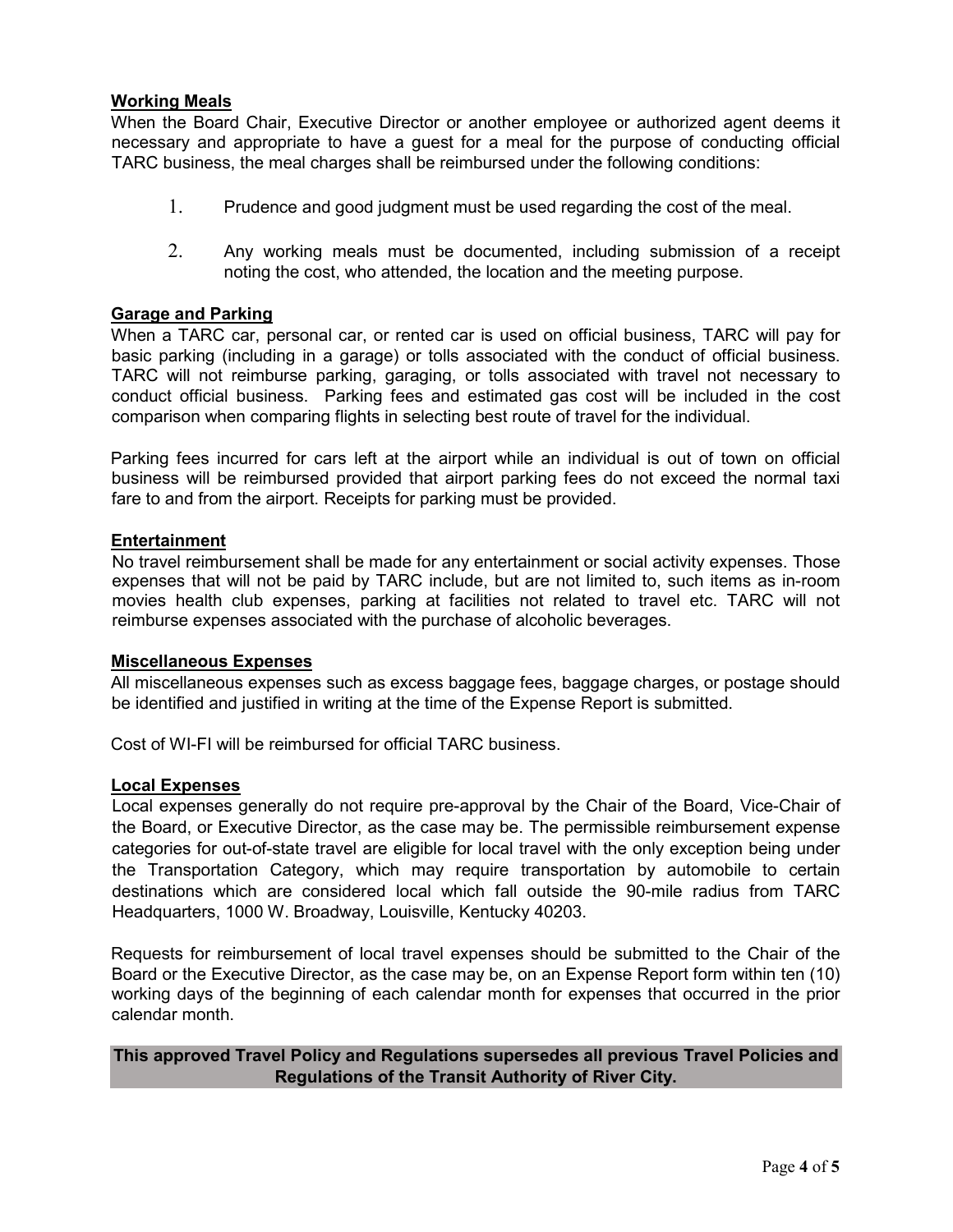**Working Meals**

When the Board Chair, Executive Director or another employee or authorized agent deems it necessary and appropriate to have a guest for a meal for the purpose of conducting official TARC business, the meal charges shall be reimbursed under the following conditions:

1. Prudence and good judgment must be used regarding the cost of the meal.

2. Any working meals must be documented, including submission of a receipt noting the cost, who attended, the location and the meeting purpose.

**Garage and Parking**

When a TARC car, personal car, or rented car is used on official business, TARC will pay for basic parking (including in a garage) or tolls associated with the conduct of official business. TARC will not reimburse parking, garaging, or tolls associated with travel not necessary to conduct official business. Parking fees and estimated gas cost will be included in the cost comparison when comparing flights in selecting best route of travel for the individual.

Parking fees incurred for cars left at the airport while an individual is out of town on official business will be reimbursed provided that airport parking fees do not exceed the normal taxi fare to and from the airport. Receipts for parking must be provided.

**Entertainment**

No travel reimbursement shall be made for any entertainment or social activity expenses. Those expenses that will not be paid by TARC include, but are not limited to, such items as in-room movies health club expenses, parking at facilities not related to travel etc. TARC will not reimburse expenses associated with the purchase of alcoholic beverages.

**Miscellaneous Expenses**

All miscellaneous expenses such as excess baggage fees, baggage charges, or postage should be identified and justified in writing at the time of the Expense Report is submitted.

Cost of WI-FI will be reimbursed for official TARC business.

**Local Expenses**

Local expenses generally do not require pre-approval by the Chair of the Board, Vice-Chair of the Board, or Executive Director, as the case may be. The permissible reimbursement expense categories for out-of-state travel are eligible for local travel with the only exception being under the Transportation Category, which may require transportation by automobile to certain destinations which are considered local which fall outside the 90-mile radius from TARC Headquarters, 1000 W. Broadway, Louisville, Kentucky 40203.

Requests for reimbursement of local travel expenses should be submitted to the Chair of the Board or the Executive Director, as the case may be, on an Expense Report form within ten (10) working days of the beginning of each calendar month for expenses that occurred in the prior calendar month.

**This approved Travel Policy and Regulations supersedes all previous Travel Policies and Regulations of the Transit Authority of River City.**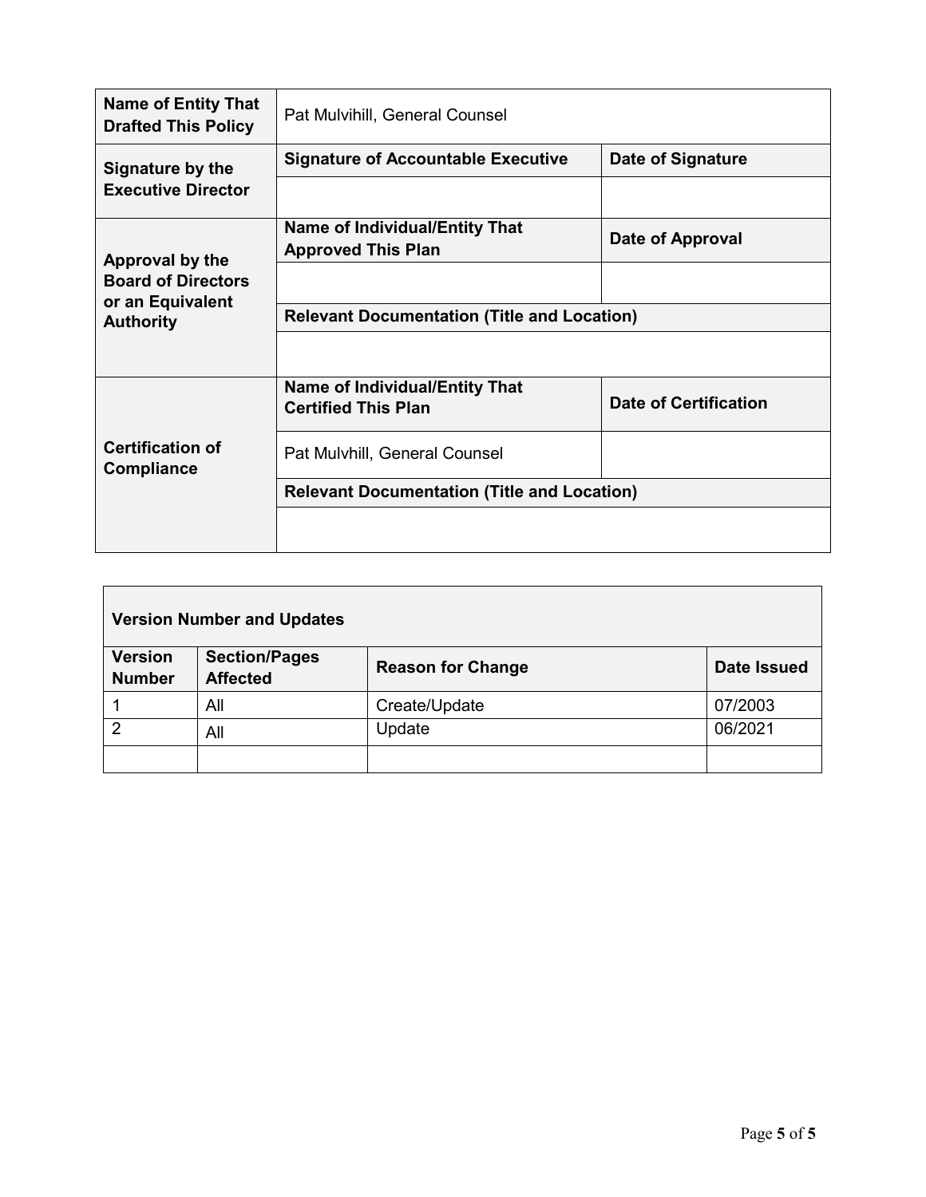| Name of Entity That Drafted This Policy | Pat Mulvihill, General Counsel | |
|---|---|---|
| **Signature by the Executive Director** | **Signature of Accountable Executive** | **Date of Signature** |
| | | |
| **Approval by the Board of Directors or an Equivalent Authority** | **Name of Individual/Entity That Approved This Plan** | **Date of Approval** |
| | | |
| | **Relevant Documentation (Title and Location)** | |
| | | |
| **Certification of Compliance** | **Name of Individual/Entity That Certified This Plan** | **Date of Certification** |
| | Pat Mulvhill, General Counsel | |
| | **Relevant Documentation (Title and Location)** | |
| | | |

| **Version Number and Updates** | | | |
|---|---|---|---|
| **Version Number** | **Section/Pages Affected** | **Reason for Change** | **Date Issued** |
| 1 | All | Create/Update | 07/2003 |
| 2 | All | Update | 06/2021 |
| | | | |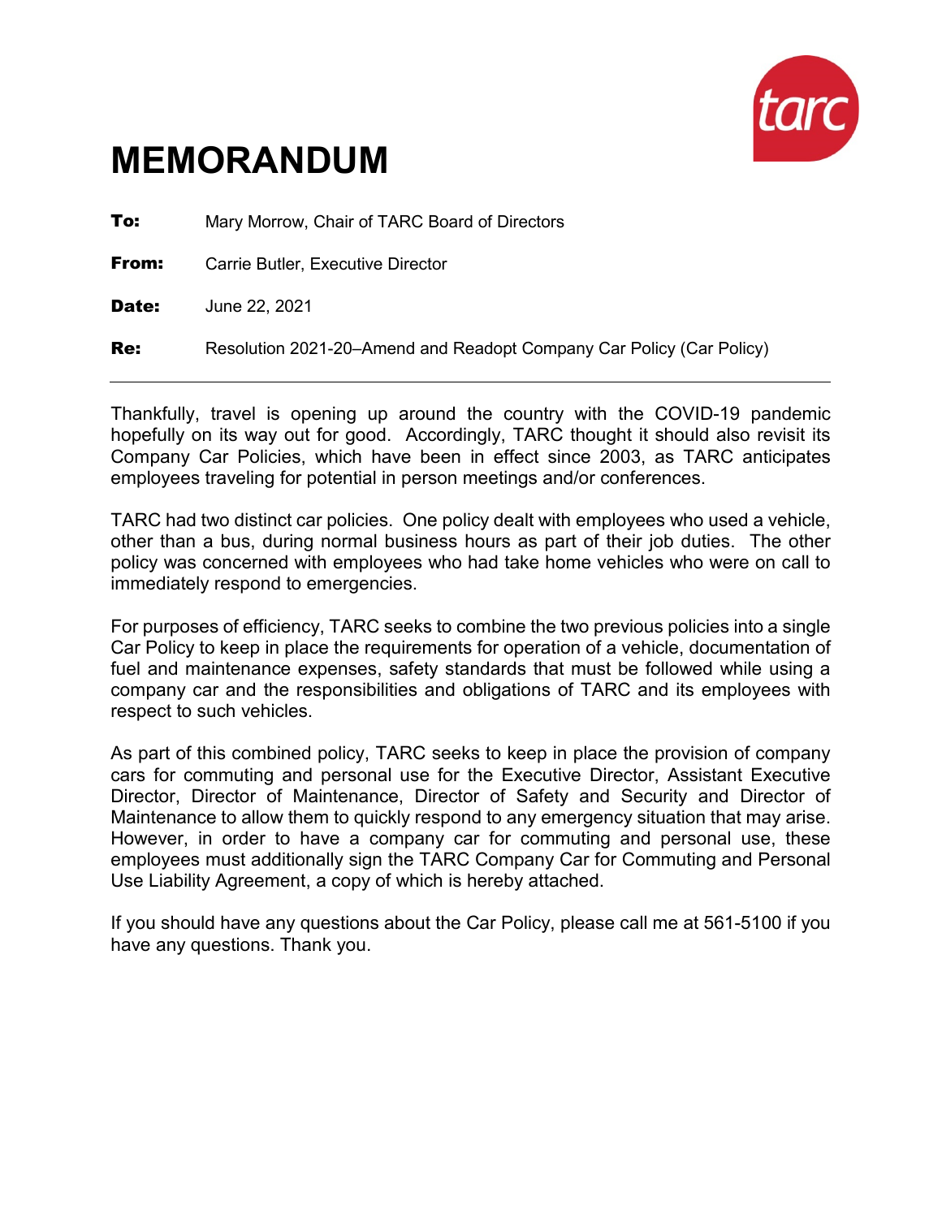# MEMORANDUM

**To:** Mary Morrow, Chair of TARC Board of Directors

**From:** Carrie Butler, Executive Director

**Date:** June 22, 2021

**Re:** Resolution 2021-20–Amend and Readopt Company Car Policy (Car Policy)

---

Thankfully, travel is opening up around the country with the COVID-19 pandemic hopefully on its way out for good. Accordingly, TARC thought it should also revisit its Company Car Policies, which have been in effect since 2003, as TARC anticipates employees traveling for potential in person meetings and/or conferences.

TARC had two distinct car policies. One policy dealt with employees who used a vehicle, other than a bus, during normal business hours as part of their job duties. The other policy was concerned with employees who had take home vehicles who were on call to immediately respond to emergencies.

For purposes of efficiency, TARC seeks to combine the two previous policies into a single Car Policy to keep in place the requirements for operation of a vehicle, documentation of fuel and maintenance expenses, safety standards that must be followed while using a company car and the responsibilities and obligations of TARC and its employees with respect to such vehicles.

As part of this combined policy, TARC seeks to keep in place the provision of company cars for commuting and personal use for the Executive Director, Assistant Executive Director, Director of Maintenance, Director of Safety and Security and Director of Maintenance to allow them to quickly respond to any emergency situation that may arise. However, in order to have a company car for commuting and personal use, these employees must additionally sign the TARC Company Car for Commuting and Personal Use Liability Agreement, a copy of which is hereby attached.

If you should have any questions about the Car Policy, please call me at 561-5100 if you have any questions. Thank you.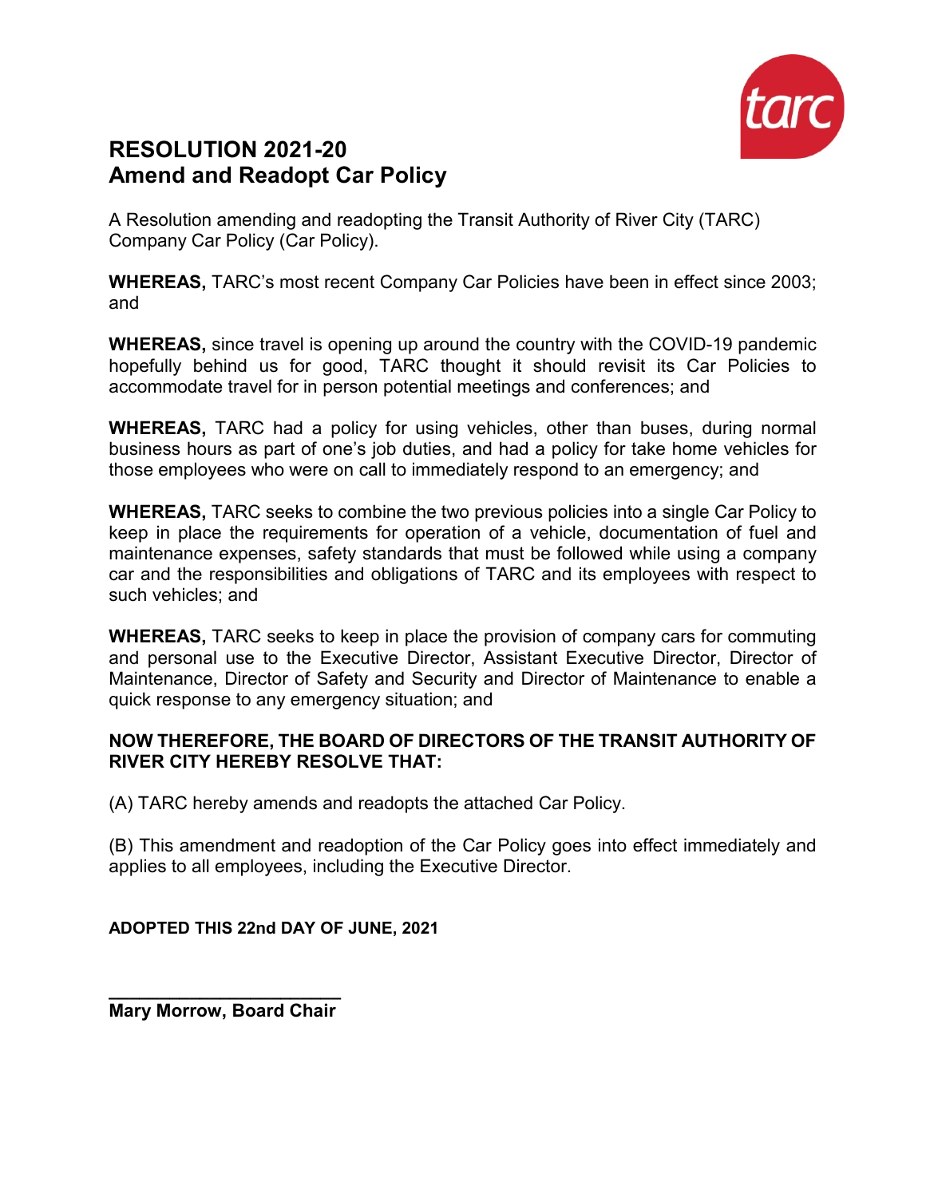# RESOLUTION 2021-20
# Amend and Readopt Car Policy

A Resolution amending and readopting the Transit Authority of River City (TARC) Company Car Policy (Car Policy).

**WHEREAS,** TARC's most recent Company Car Policies have been in effect since 2003; and

**WHEREAS,** since travel is opening up around the country with the COVID-19 pandemic hopefully behind us for good, TARC thought it should revisit its Car Policies to accommodate travel for in person potential meetings and conferences; and

**WHEREAS,** TARC had a policy for using vehicles, other than buses, during normal business hours as part of one's job duties, and had a policy for take home vehicles for those employees who were on call to immediately respond to an emergency; and

**WHEREAS,** TARC seeks to combine the two previous policies into a single Car Policy to keep in place the requirements for operation of a vehicle, documentation of fuel and maintenance expenses, safety standards that must be followed while using a company car and the responsibilities and obligations of TARC and its employees with respect to such vehicles; and

**WHEREAS,** TARC seeks to keep in place the provision of company cars for commuting and personal use to the Executive Director, Assistant Executive Director, Director of Maintenance, Director of Safety and Security and Director of Maintenance to enable a quick response to any emergency situation; and

**NOW THEREFORE, THE BOARD OF DIRECTORS OF THE TRANSIT AUTHORITY OF RIVER CITY HEREBY RESOLVE THAT:**

(A) TARC hereby amends and readopts the attached Car Policy.

(B) This amendment and readoption of the Car Policy goes into effect immediately and applies to all employees, including the Executive Director.

**ADOPTED THIS 22nd DAY OF JUNE, 2021**

\_\_\_\_\_\_\_\_\_\_\_\_\_\_\_\_\_\_\_\_\_\_\_\_

**Mary Morrow, Board Chair**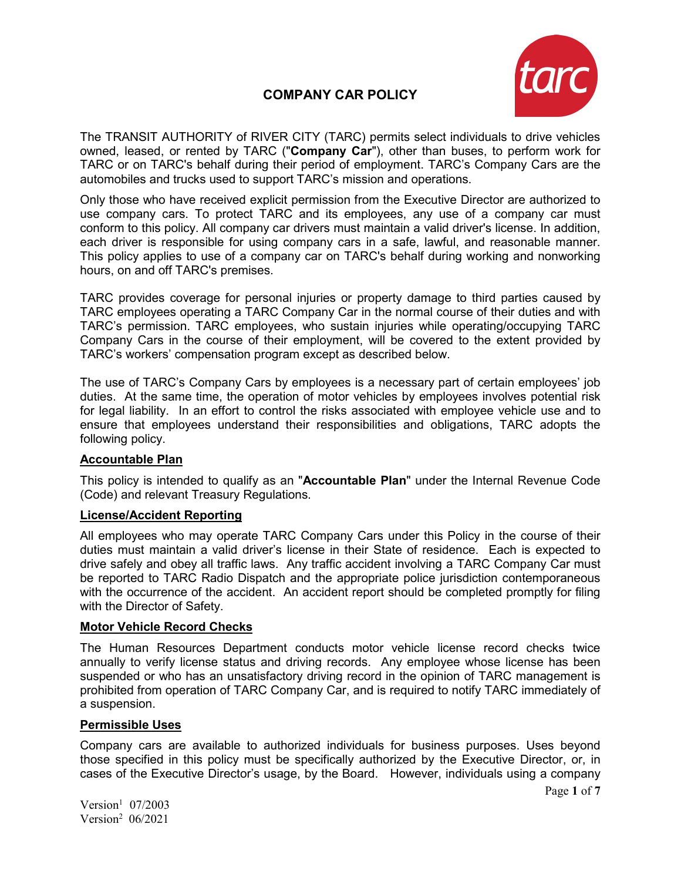# COMPANY CAR POLICY

The TRANSIT AUTHORITY of RIVER CITY (TARC) permits select individuals to drive vehicles owned, leased, or rented by TARC ("**Company Car**"), other than buses, to perform work for TARC or on TARC's behalf during their period of employment. TARC's Company Cars are the automobiles and trucks used to support TARC's mission and operations.

Only those who have received explicit permission from the Executive Director are authorized to use company cars. To protect TARC and its employees, any use of a company car must conform to this policy. All company car drivers must maintain a valid driver's license. In addition, each driver is responsible for using company cars in a safe, lawful, and reasonable manner. This policy applies to use of a company car on TARC's behalf during working and nonworking hours, on and off TARC's premises.

TARC provides coverage for personal injuries or property damage to third parties caused by TARC employees operating a TARC Company Car in the normal course of their duties and with TARC's permission. TARC employees, who sustain injuries while operating/occupying TARC Company Cars in the course of their employment, will be covered to the extent provided by TARC's workers' compensation program except as described below.

The use of TARC's Company Cars by employees is a necessary part of certain employees' job duties. At the same time, the operation of motor vehicles by employees involves potential risk for legal liability. In an effort to control the risks associated with employee vehicle use and to ensure that employees understand their responsibilities and obligations, TARC adopts the following policy.

## Accountable Plan

This policy is intended to qualify as an "**Accountable Plan**" under the Internal Revenue Code (Code) and relevant Treasury Regulations.

## License/Accident Reporting

All employees who may operate TARC Company Cars under this Policy in the course of their duties must maintain a valid driver's license in their State of residence. Each is expected to drive safely and obey all traffic laws. Any traffic accident involving a TARC Company Car must be reported to TARC Radio Dispatch and the appropriate police jurisdiction contemporaneous with the occurrence of the accident. An accident report should be completed promptly for filing with the Director of Safety.

## Motor Vehicle Record Checks

The Human Resources Department conducts motor vehicle license record checks twice annually to verify license status and driving records. Any employee whose license has been suspended or who has an unsatisfactory driving record in the opinion of TARC management is prohibited from operation of TARC Company Car, and is required to notify TARC immediately of a suspension.

## Permissible Uses

Company cars are available to authorized individuals for business purposes. Uses beyond those specified in this policy must be specifically authorized by the Executive Director, or, in cases of the Executive Director's usage, by the Board. However, individuals using a company

Version[1] 07/2003
Version[2] 06/2021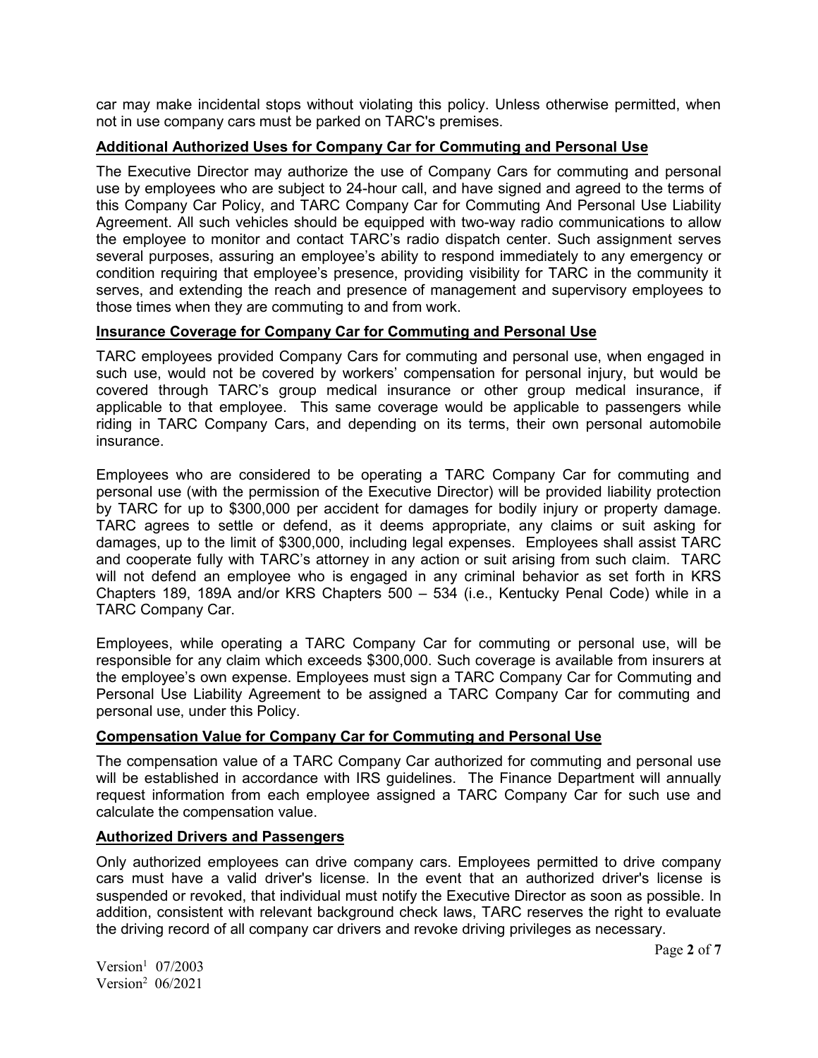car may make incidental stops without violating this policy. Unless otherwise permitted, when not in use company cars must be parked on TARC's premises.

**Additional Authorized Uses for Company Car for Commuting and Personal Use**

The Executive Director may authorize the use of Company Cars for commuting and personal use by employees who are subject to 24-hour call, and have signed and agreed to the terms of this Company Car Policy, and TARC Company Car for Commuting And Personal Use Liability Agreement. All such vehicles should be equipped with two-way radio communications to allow the employee to monitor and contact TARC's radio dispatch center. Such assignment serves several purposes, assuring an employee's ability to respond immediately to any emergency or condition requiring that employee's presence, providing visibility for TARC in the community it serves, and extending the reach and presence of management and supervisory employees to those times when they are commuting to and from work.

**Insurance Coverage for Company Car for Commuting and Personal Use**

TARC employees provided Company Cars for commuting and personal use, when engaged in such use, would not be covered by workers' compensation for personal injury, but would be covered through TARC's group medical insurance or other group medical insurance, if applicable to that employee. This same coverage would be applicable to passengers while riding in TARC Company Cars, and depending on its terms, their own personal automobile insurance.

Employees who are considered to be operating a TARC Company Car for commuting and personal use (with the permission of the Executive Director) will be provided liability protection by TARC for up to $300,000 per accident for damages for bodily injury or property damage. TARC agrees to settle or defend, as it deems appropriate, any claims or suit asking for damages, up to the limit of $300,000, including legal expenses. Employees shall assist TARC and cooperate fully with TARC's attorney in any action or suit arising from such claim. TARC will not defend an employee who is engaged in any criminal behavior as set forth in KRS Chapters 189, 189A and/or KRS Chapters 500 – 534 (i.e., Kentucky Penal Code) while in a TARC Company Car.

Employees, while operating a TARC Company Car for commuting or personal use, will be responsible for any claim which exceeds $300,000. Such coverage is available from insurers at the employee's own expense. Employees must sign a TARC Company Car for Commuting and Personal Use Liability Agreement to be assigned a TARC Company Car for commuting and personal use, under this Policy.

**Compensation Value for Company Car for Commuting and Personal Use**

The compensation value of a TARC Company Car authorized for commuting and personal use will be established in accordance with IRS guidelines. The Finance Department will annually request information from each employee assigned a TARC Company Car for such use and calculate the compensation value.

**Authorized Drivers and Passengers**

Only authorized employees can drive company cars. Employees permitted to drive company cars must have a valid driver's license. In the event that an authorized driver's license is suspended or revoked, that individual must notify the Executive Director as soon as possible. In addition, consistent with relevant background check laws, TARC reserves the right to evaluate the driving record of all company car drivers and revoke driving privileges as necessary.

Version[1] 07/2003
Version[2] 06/2021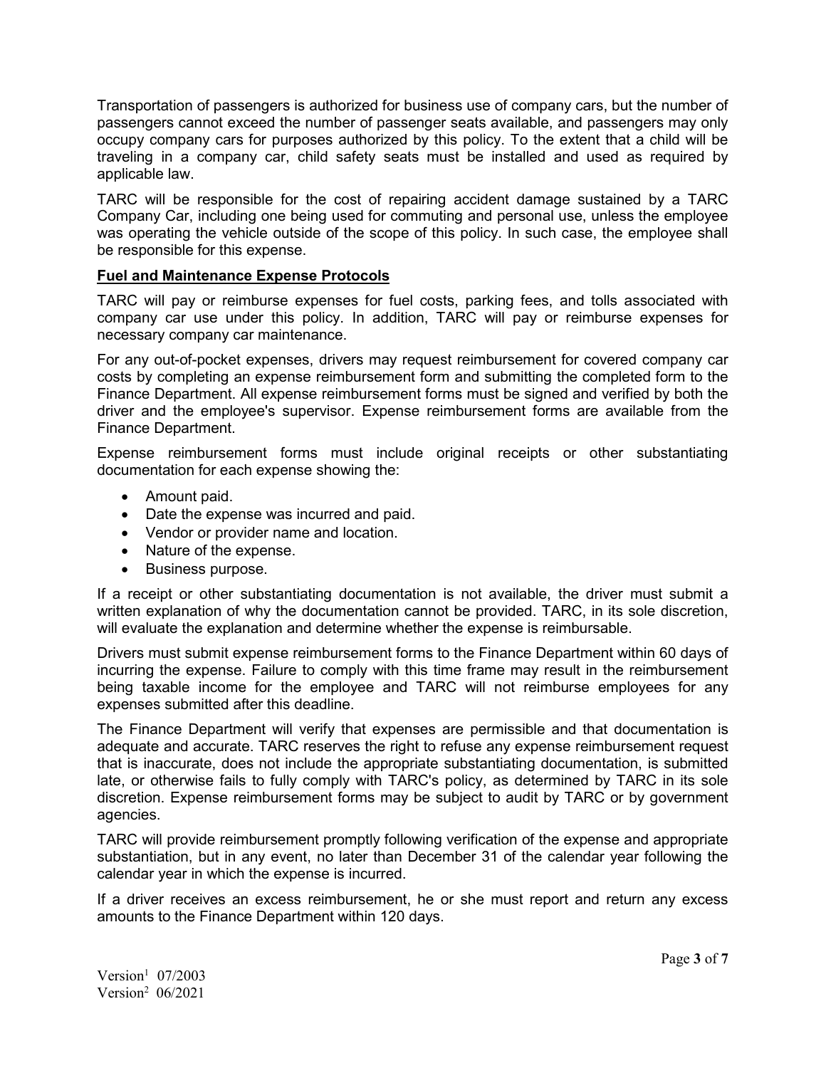Transportation of passengers is authorized for business use of company cars, but the number of passengers cannot exceed the number of passenger seats available, and passengers may only occupy company cars for purposes authorized by this policy. To the extent that a child will be traveling in a company car, child safety seats must be installed and used as required by applicable law.

TARC will be responsible for the cost of repairing accident damage sustained by a TARC Company Car, including one being used for commuting and personal use, unless the employee was operating the vehicle outside of the scope of this policy. In such case, the employee shall be responsible for this expense.

**Fuel and Maintenance Expense Protocols**

TARC will pay or reimburse expenses for fuel costs, parking fees, and tolls associated with company car use under this policy. In addition, TARC will pay or reimburse expenses for necessary company car maintenance.

For any out-of-pocket expenses, drivers may request reimbursement for covered company car costs by completing an expense reimbursement form and submitting the completed form to the Finance Department. All expense reimbursement forms must be signed and verified by both the driver and the employee's supervisor. Expense reimbursement forms are available from the Finance Department.

Expense reimbursement forms must include original receipts or other substantiating documentation for each expense showing the:

- Amount paid.
- Date the expense was incurred and paid.
- Vendor or provider name and location.
- Nature of the expense.
- Business purpose.

If a receipt or other substantiating documentation is not available, the driver must submit a written explanation of why the documentation cannot be provided. TARC, in its sole discretion, will evaluate the explanation and determine whether the expense is reimbursable.

Drivers must submit expense reimbursement forms to the Finance Department within 60 days of incurring the expense. Failure to comply with this time frame may result in the reimbursement being taxable income for the employee and TARC will not reimburse employees for any expenses submitted after this deadline.

The Finance Department will verify that expenses are permissible and that documentation is adequate and accurate. TARC reserves the right to refuse any expense reimbursement request that is inaccurate, does not include the appropriate substantiating documentation, is submitted late, or otherwise fails to fully comply with TARC's policy, as determined by TARC in its sole discretion. Expense reimbursement forms may be subject to audit by TARC or by government agencies.

TARC will provide reimbursement promptly following verification of the expense and appropriate substantiation, but in any event, no later than December 31 of the calendar year following the calendar year in which the expense is incurred.

If a driver receives an excess reimbursement, he or she must report and return any excess amounts to the Finance Department within 120 days.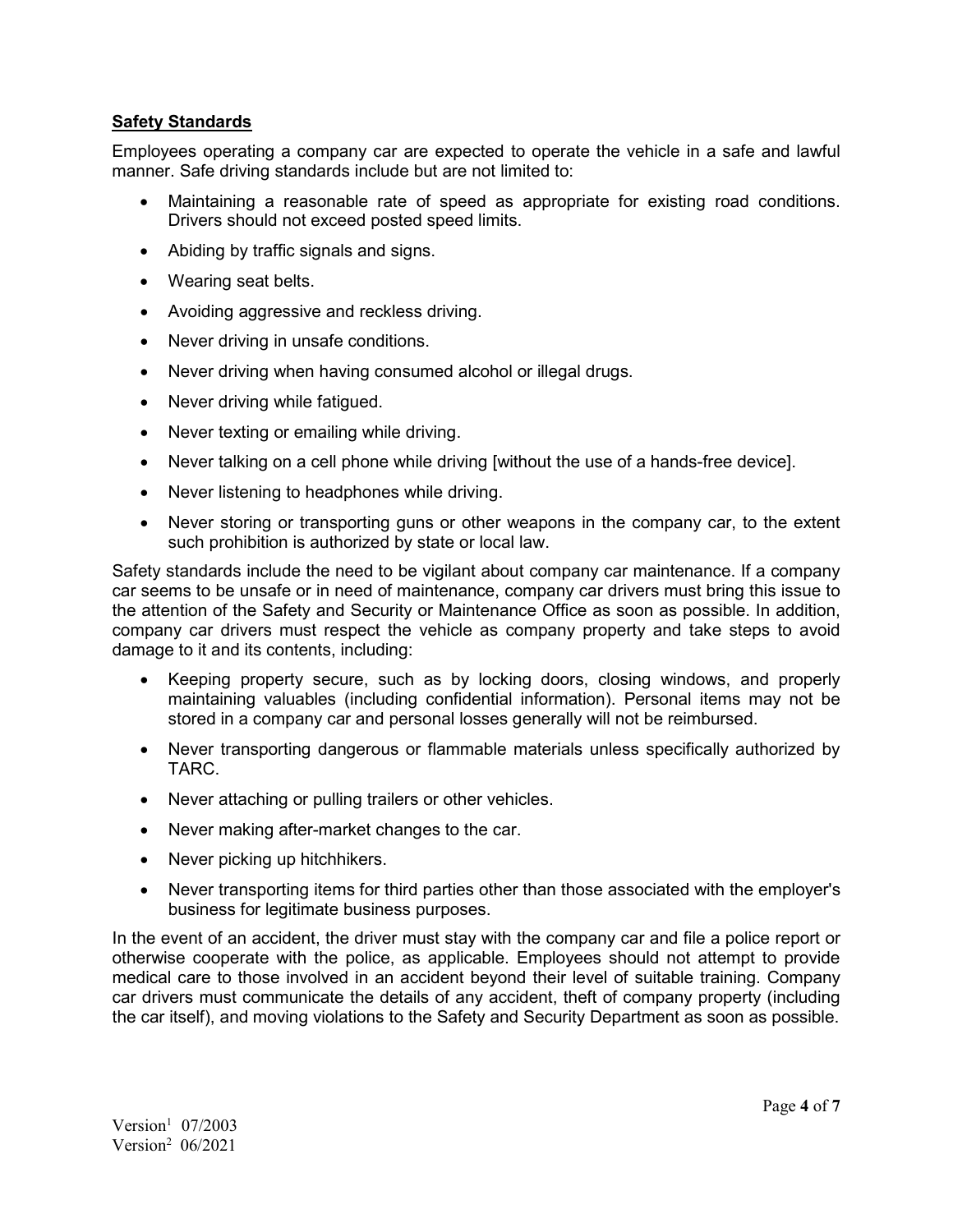## **Safety Standards**

Employees operating a company car are expected to operate the vehicle in a safe and lawful manner. Safe driving standards include but are not limited to:

- Maintaining a reasonable rate of speed as appropriate for existing road conditions. Drivers should not exceed posted speed limits.
- Abiding by traffic signals and signs.
- Wearing seat belts.
- Avoiding aggressive and reckless driving.
- Never driving in unsafe conditions.
- Never driving when having consumed alcohol or illegal drugs.
- Never driving while fatigued.
- Never texting or emailing while driving.
- Never talking on a cell phone while driving [without the use of a hands-free device].
- Never listening to headphones while driving.
- Never storing or transporting guns or other weapons in the company car, to the extent such prohibition is authorized by state or local law.

Safety standards include the need to be vigilant about company car maintenance. If a company car seems to be unsafe or in need of maintenance, company car drivers must bring this issue to the attention of the Safety and Security or Maintenance Office as soon as possible. In addition, company car drivers must respect the vehicle as company property and take steps to avoid damage to it and its contents, including:

- Keeping property secure, such as by locking doors, closing windows, and properly maintaining valuables (including confidential information). Personal items may not be stored in a company car and personal losses generally will not be reimbursed.
- Never transporting dangerous or flammable materials unless specifically authorized by TARC.
- Never attaching or pulling trailers or other vehicles.
- Never making after-market changes to the car.
- Never picking up hitchhikers.
- Never transporting items for third parties other than those associated with the employer's business for legitimate business purposes.

In the event of an accident, the driver must stay with the company car and file a police report or otherwise cooperate with the police, as applicable. Employees should not attempt to provide medical care to those involved in an accident beyond their level of suitable training. Company car drivers must communicate the details of any accident, theft of company property (including the car itself), and moving violations to the Safety and Security Department as soon as possible.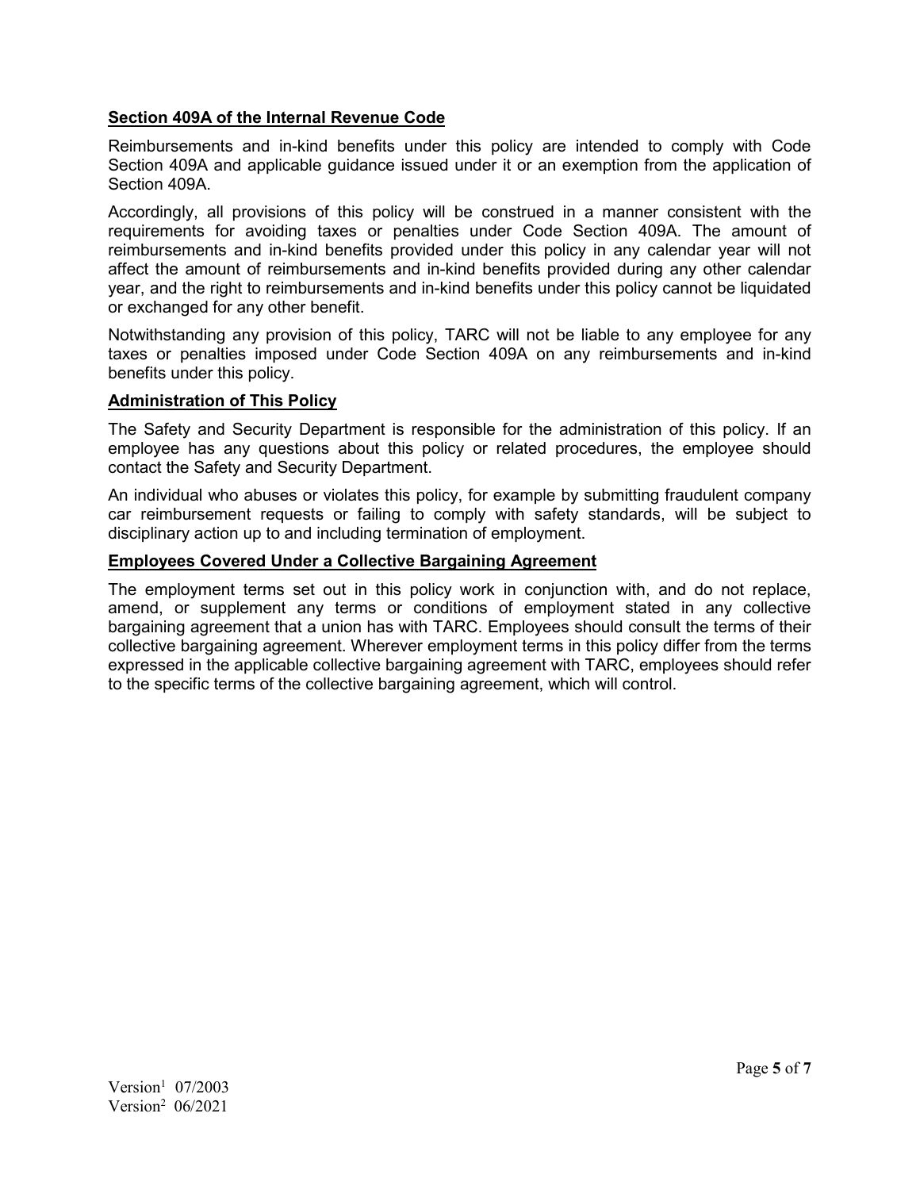## Section 409A of the Internal Revenue Code

Reimbursements and in-kind benefits under this policy are intended to comply with Code Section 409A and applicable guidance issued under it or an exemption from the application of Section 409A.

Accordingly, all provisions of this policy will be construed in a manner consistent with the requirements for avoiding taxes or penalties under Code Section 409A. The amount of reimbursements and in-kind benefits provided under this policy in any calendar year will not affect the amount of reimbursements and in-kind benefits provided during any other calendar year, and the right to reimbursements and in-kind benefits under this policy cannot be liquidated or exchanged for any other benefit.

Notwithstanding any provision of this policy, TARC will not be liable to any employee for any taxes or penalties imposed under Code Section 409A on any reimbursements and in-kind benefits under this policy.

## Administration of This Policy

The Safety and Security Department is responsible for the administration of this policy. If an employee has any questions about this policy or related procedures, the employee should contact the Safety and Security Department.

An individual who abuses or violates this policy, for example by submitting fraudulent company car reimbursement requests or failing to comply with safety standards, will be subject to disciplinary action up to and including termination of employment.

## Employees Covered Under a Collective Bargaining Agreement

The employment terms set out in this policy work in conjunction with, and do not replace, amend, or supplement any terms or conditions of employment stated in any collective bargaining agreement that a union has with TARC. Employees should consult the terms of their collective bargaining agreement. Wherever employment terms in this policy differ from the terms expressed in the applicable collective bargaining agreement with TARC, employees should refer to the specific terms of the collective bargaining agreement, which will control.

Version[1] 07/2003
Version[2] 06/2021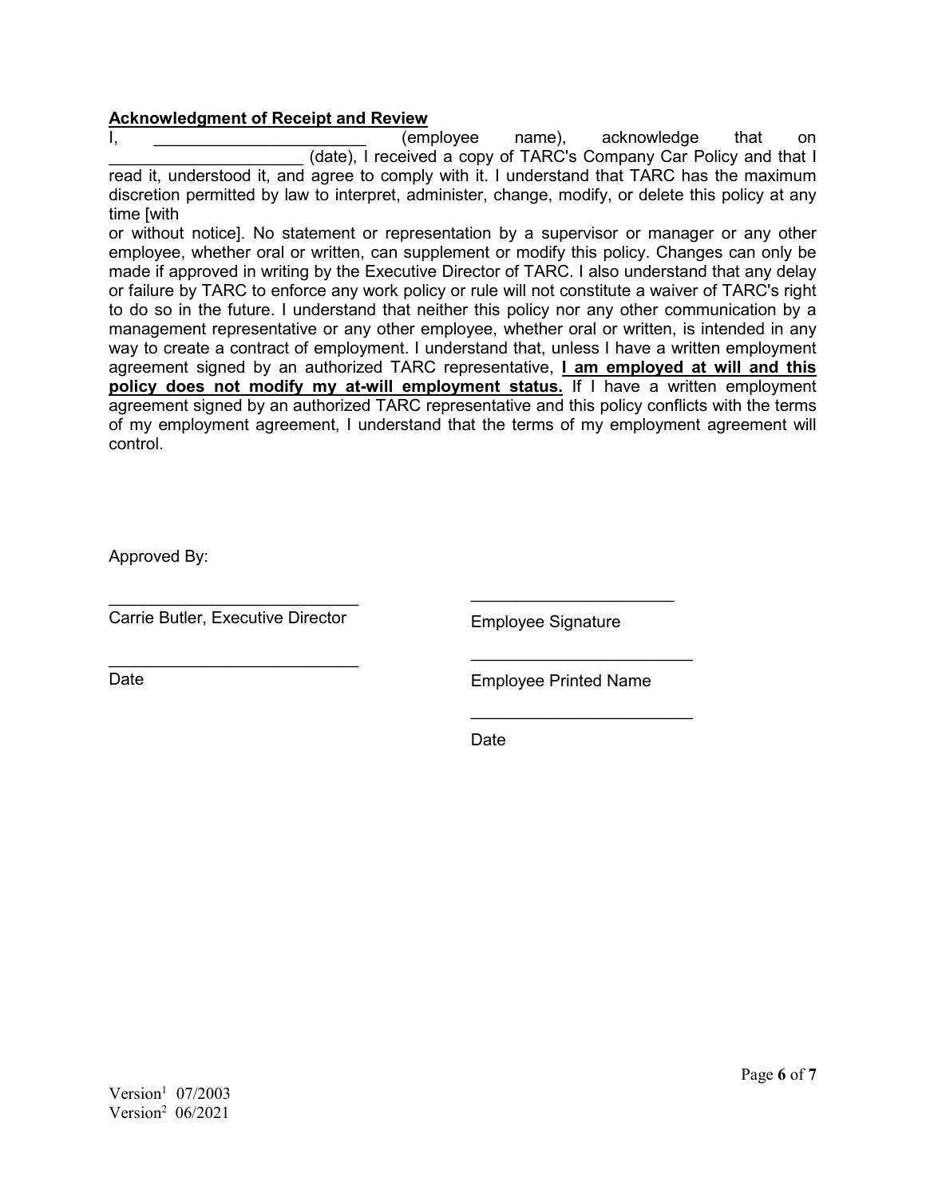**Acknowledgment of Receipt and Review**

I, ________________________ (employee name), acknowledge that on ____________________ (date), I received a copy of TARC's Company Car Policy and that I read it, understood it, and agree to comply with it. I understand that TARC has the maximum discretion permitted by law to interpret, administer, change, modify, or delete this policy at any time [with or without notice]. No statement or representation by a supervisor or manager or any other employee, whether oral or written, can supplement or modify this policy. Changes can only be made if approved in writing by the Executive Director of TARC. I also understand that any delay or failure by TARC to enforce any work policy or rule will not constitute a waiver of TARC's right to do so in the future. I understand that neither this policy nor any other communication by a management representative or any other employee, whether oral or written, is intended in any way to create a contract of employment. I understand that, unless I have a written employment agreement signed by an authorized TARC representative, **I am employed at will and this policy does not modify my at-will employment status.** If I have a written employment agreement signed by an authorized TARC representative and this policy conflicts with the terms of my employment agreement, I understand that the terms of my employment agreement will control.

Approved By:

___________________________
Carrie Butler, Executive Director

___________________________
Date

______________________
Employee Signature

________________________
Employee Printed Name

________________________
Date

Version[1] 07/2003
Version[2] 06/2021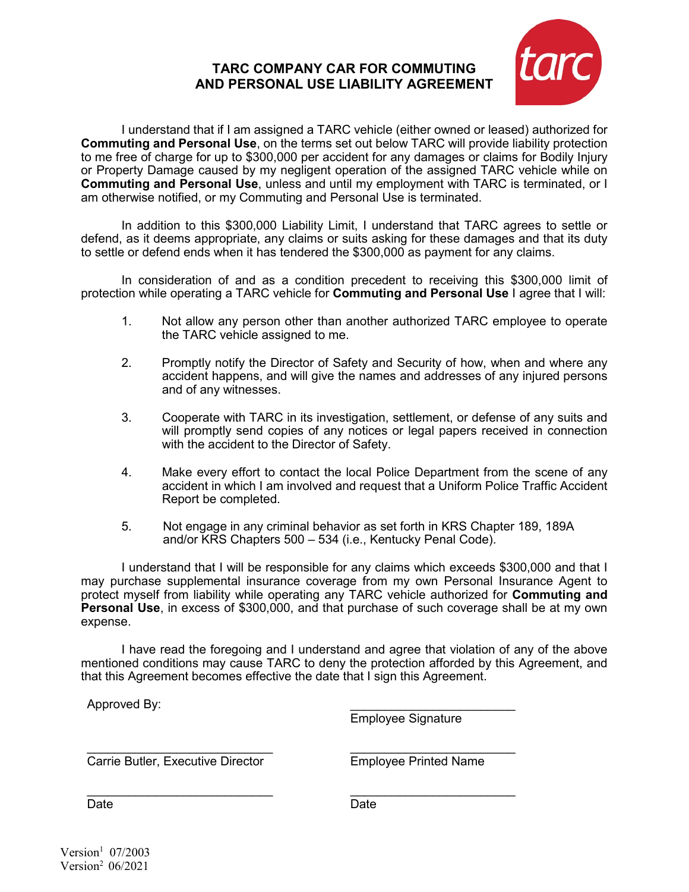# TARC COMPANY CAR FOR COMMUTING AND PERSONAL USE LIABILITY AGREEMENT

I understand that if I am assigned a TARC vehicle (either owned or leased) authorized for **Commuting and Personal Use**, on the terms set out below TARC will provide liability protection to me free of charge for up to $300,000 per accident for any damages or claims for Bodily Injury or Property Damage caused by my negligent operation of the assigned TARC vehicle while on **Commuting and Personal Use**, unless and until my employment with TARC is terminated, or I am otherwise notified, or my Commuting and Personal Use is terminated.

In addition to this $300,000 Liability Limit, I understand that TARC agrees to settle or defend, as it deems appropriate, any claims or suits asking for these damages and that its duty to settle or defend ends when it has tendered the $300,000 as payment for any claims.

In consideration of and as a condition precedent to receiving this $300,000 limit of protection while operating a TARC vehicle for **Commuting and Personal Use** I agree that I will:

1. Not allow any person other than another authorized TARC employee to operate the TARC vehicle assigned to me.
2. Promptly notify the Director of Safety and Security of how, when and where any accident happens, and will give the names and addresses of any injured persons and of any witnesses.
3. Cooperate with TARC in its investigation, settlement, or defense of any suits and will promptly send copies of any notices or legal papers received in connection with the accident to the Director of Safety.
4. Make every effort to contact the local Police Department from the scene of any accident in which I am involved and request that a Uniform Police Traffic Accident Report be completed.
5. Not engage in any criminal behavior as set forth in KRS Chapter 189, 189A and/or KRS Chapters 500 – 534 (i.e., Kentucky Penal Code).

I understand that I will be responsible for any claims which exceeds $300,000 and that I may purchase supplemental insurance coverage from my own Personal Insurance Agent to protect myself from liability while operating any TARC vehicle authorized for **Commuting and Personal Use**, in excess of $300,000, and that purchase of such coverage shall be at my own expense.

I have read the foregoing and I understand and agree that violation of any of the above mentioned conditions may cause TARC to deny the protection afforded by this Agreement, and that this Agreement becomes effective the date that I sign this Agreement.

Approved By:

\_\_\_\_\_\_\_\_\_\_\_\_\_\_\_\_\_\_\_\_\_\_\_\_\_
Employee Signature

\_\_\_\_\_\_\_\_\_\_\_\_\_\_\_\_\_\_\_\_\_\_\_\_\_
Carrie Butler, Executive Director

\_\_\_\_\_\_\_\_\_\_\_\_\_\_\_\_\_\_\_\_\_\_\_\_\_
Employee Printed Name

\_\_\_\_\_\_\_\_\_\_\_\_\_\_\_\_\_\_\_\_\_\_\_\_\_
Date

\_\_\_\_\_\_\_\_\_\_\_\_\_\_\_\_\_\_\_\_\_\_\_\_\_
Date

Version[1] 07/2003
Version[2] 06/2021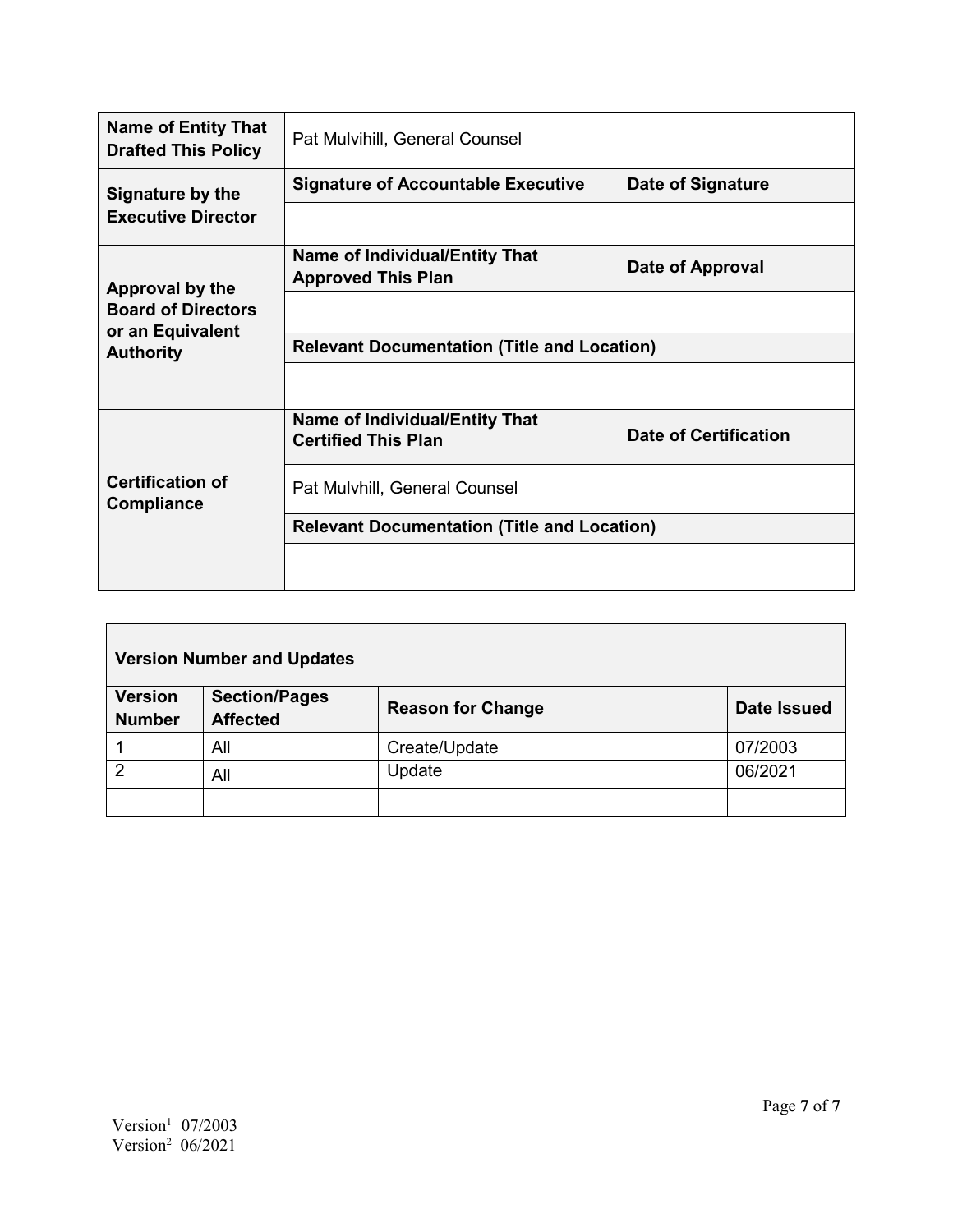| | | |
|---|---|---|
| **Name of Entity That Drafted This Policy** | Pat Mulvihill, General Counsel | |
| **Signature by the Executive Director** | **Signature of Accountable Executive** | **Date of Signature** |
| | | |
| **Approval by the Board of Directors or an Equivalent Authority** | **Name of Individual/Entity That Approved This Plan** | **Date of Approval** |
| | | |
| | **Relevant Documentation (Title and Location)** | |
| | | |
| **Certification of Compliance** | **Name of Individual/Entity That Certified This Plan** | **Date of Certification** |
| | Pat Mulvhill, General Counsel | |
| | **Relevant Documentation (Title and Location)** | |
| | | |

| **Version Number and Updates** | | | |
|---|---|---|---|
| **Version Number** | **Section/Pages Affected** | **Reason for Change** | **Date Issued** |
| 1 | All | Create/Update | 07/2003 |
| 2 | All | Update | 06/2021 |
| | | | |

Version[1] 07/2003
Version[2] 06/2021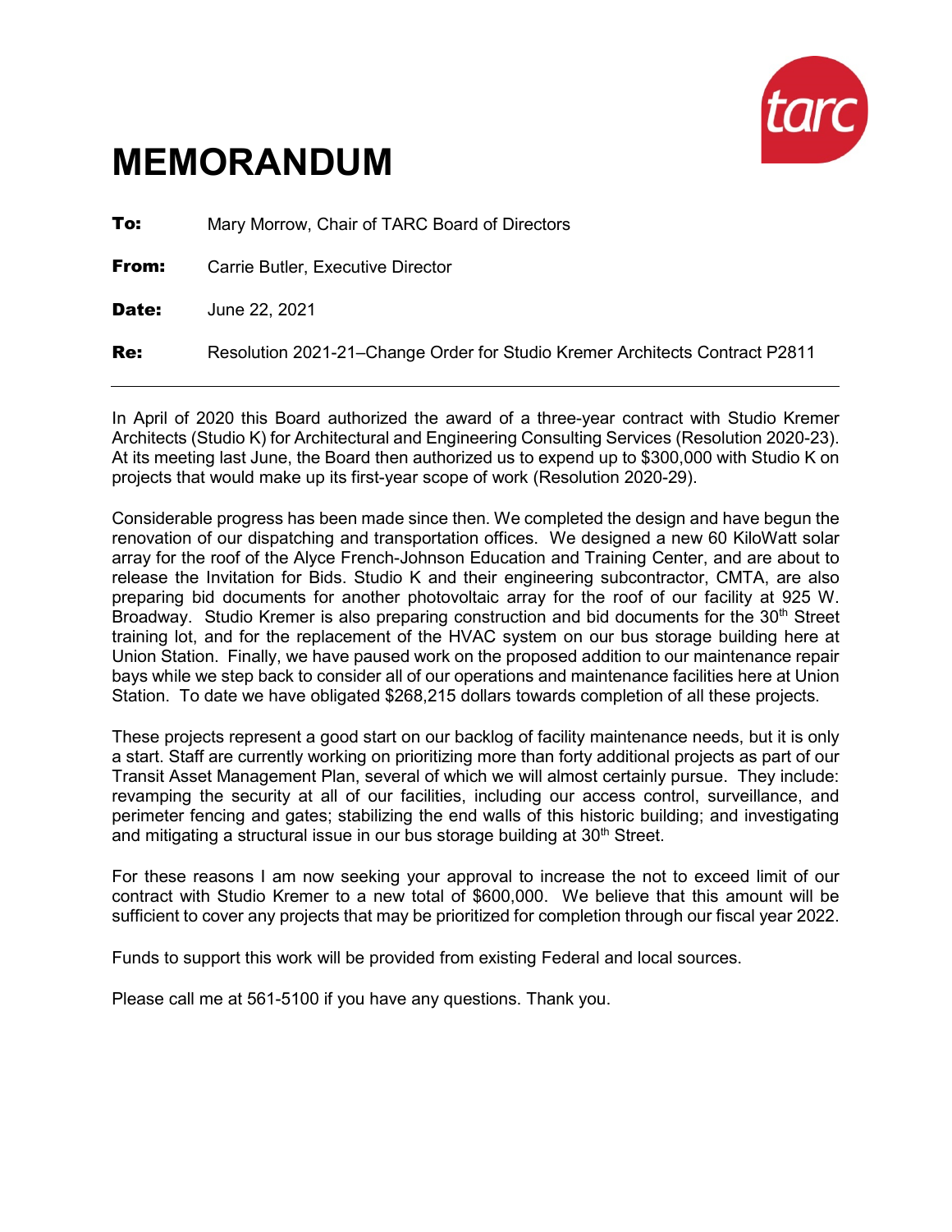# MEMORANDUM

**To:** Mary Morrow, Chair of TARC Board of Directors

**From:** Carrie Butler, Executive Director

**Date:** June 22, 2021

**Re:** Resolution 2021-21–Change Order for Studio Kremer Architects Contract P2811

---

In April of 2020 this Board authorized the award of a three-year contract with Studio Kremer Architects (Studio K) for Architectural and Engineering Consulting Services (Resolution 2020-23). At its meeting last June, the Board then authorized us to expend up to $300,000 with Studio K on projects that would make up its first-year scope of work (Resolution 2020-29).

Considerable progress has been made since then. We completed the design and have begun the renovation of our dispatching and transportation offices. We designed a new 60 KiloWatt solar array for the roof of the Alyce French-Johnson Education and Training Center, and are about to release the Invitation for Bids. Studio K and their engineering subcontractor, CMTA, are also preparing bid documents for another photovoltaic array for the roof of our facility at 925 W. Broadway. Studio Kremer is also preparing construction and bid documents for the 30th Street training lot, and for the replacement of the HVAC system on our bus storage building here at Union Station. Finally, we have paused work on the proposed addition to our maintenance repair bays while we step back to consider all of our operations and maintenance facilities here at Union Station. To date we have obligated $268,215 dollars towards completion of all these projects.

These projects represent a good start on our backlog of facility maintenance needs, but it is only a start. Staff are currently working on prioritizing more than forty additional projects as part of our Transit Asset Management Plan, several of which we will almost certainly pursue. They include: revamping the security at all of our facilities, including our access control, surveillance, and perimeter fencing and gates; stabilizing the end walls of this historic building; and investigating and mitigating a structural issue in our bus storage building at 30th Street.

For these reasons I am now seeking your approval to increase the not to exceed limit of our contract with Studio Kremer to a new total of $600,000. We believe that this amount will be sufficient to cover any projects that may be prioritized for completion through our fiscal year 2022.

Funds to support this work will be provided from existing Federal and local sources.

Please call me at 561-5100 if you have any questions. Thank you.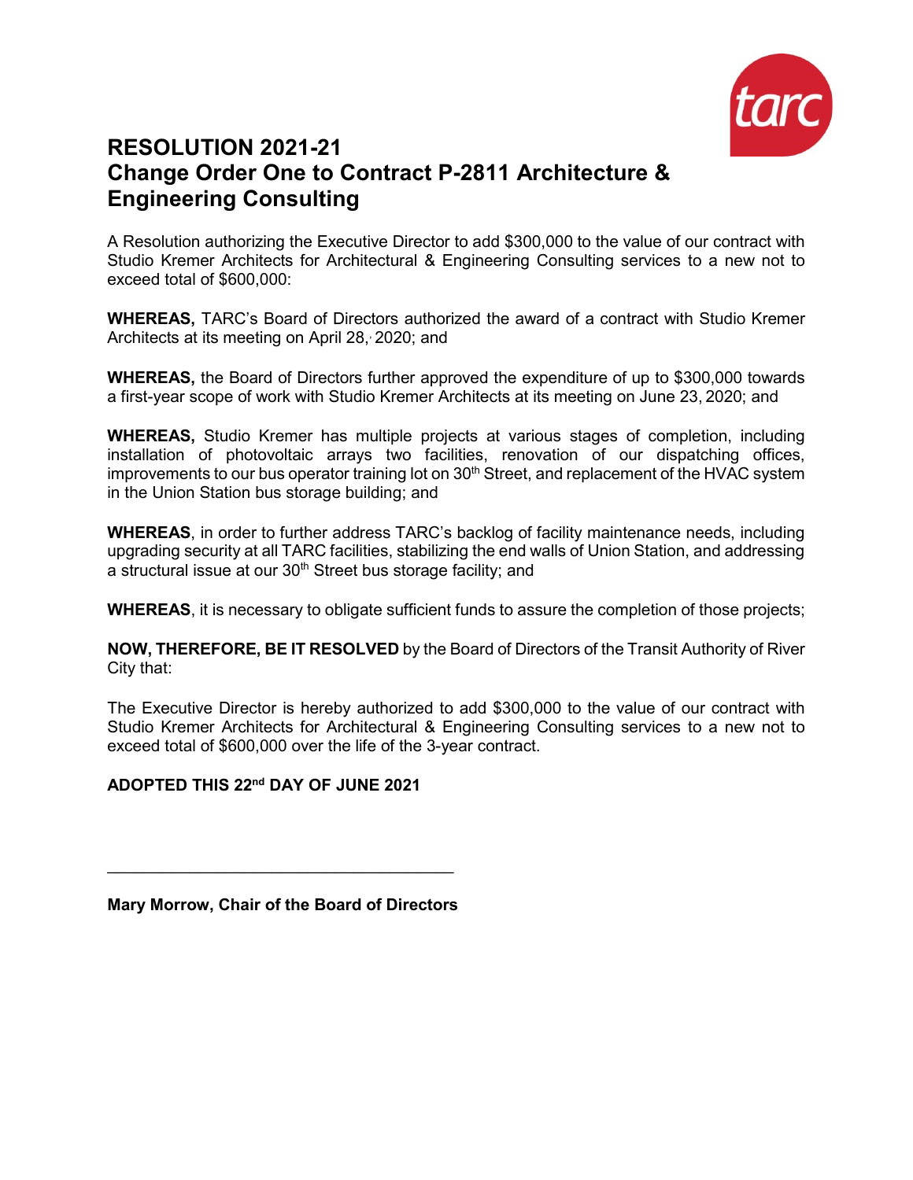# RESOLUTION 2021-21
# Change Order One to Contract P-2811 Architecture & Engineering Consulting

A Resolution authorizing the Executive Director to add $300,000 to the value of our contract with Studio Kremer Architects for Architectural & Engineering Consulting services to a new not to exceed total of $600,000:

**WHEREAS,** TARC's Board of Directors authorized the award of a contract with Studio Kremer Architects at its meeting on April 28, 2020; and

**WHEREAS,** the Board of Directors further approved the expenditure of up to $300,000 towards a first-year scope of work with Studio Kremer Architects at its meeting on June 23, 2020; and

**WHEREAS,** Studio Kremer has multiple projects at various stages of completion, including installation of photovoltaic arrays two facilities, renovation of our dispatching offices, improvements to our bus operator training lot on 30th Street, and replacement of the HVAC system in the Union Station bus storage building; and

**WHEREAS**, in order to further address TARC's backlog of facility maintenance needs, including upgrading security at all TARC facilities, stabilizing the end walls of Union Station, and addressing a structural issue at our 30th Street bus storage facility; and

**WHEREAS**, it is necessary to obligate sufficient funds to assure the completion of those projects;

**NOW, THEREFORE, BE IT RESOLVED** by the Board of Directors of the Transit Authority of River City that:

The Executive Director is hereby authorized to add $300,000 to the value of our contract with Studio Kremer Architects for Architectural & Engineering Consulting services to a new not to exceed total of $600,000 over the life of the 3-year contract.

**ADOPTED THIS 22nd DAY OF JUNE 2021**

\_\_\_\_\_\_\_\_\_\_\_\_\_\_\_\_\_\_\_\_\_\_\_\_\_\_\_\_\_\_\_\_\_\_\_\_\_\_\_\_

**Mary Morrow, Chair of the Board of Directors**